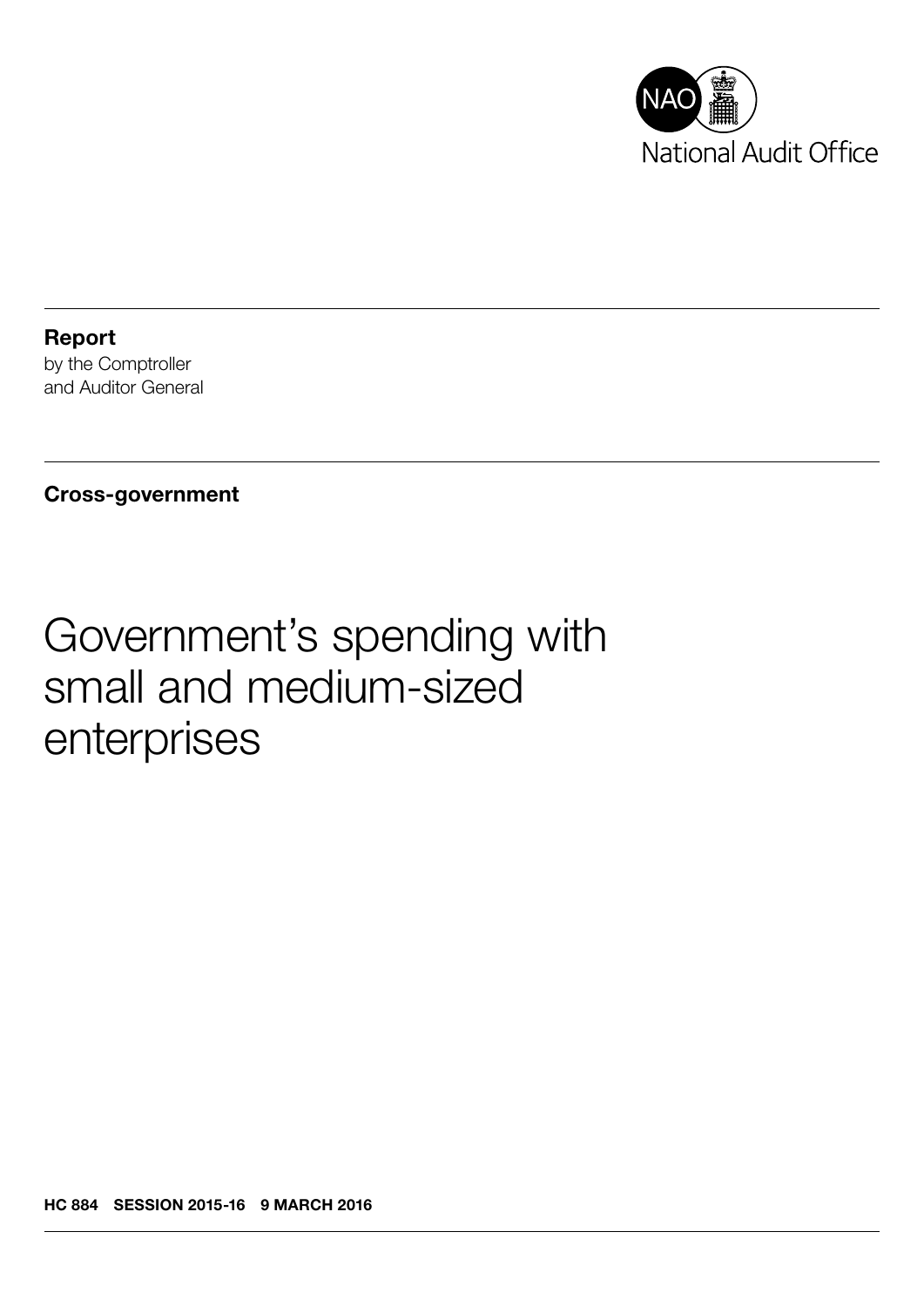NAO

National Audit Office

**Report**
by the Comptroller
and Auditor General

**Cross-government**

# Government's spending with small and medium-sized enterprises

**HC 884 SESSION 2015-16 9 MARCH 2016**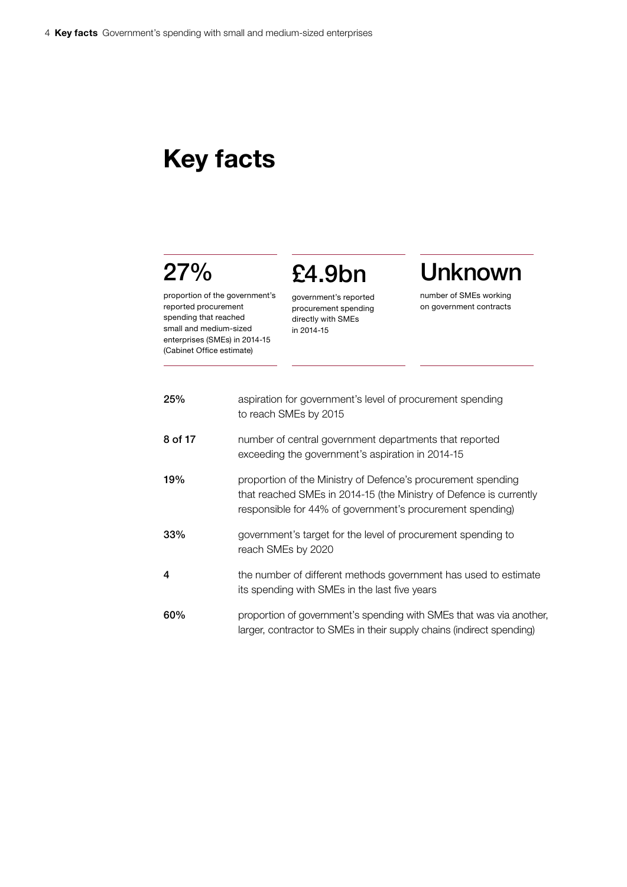# Key facts

**27%**

proportion of the government's reported procurement spending that reached small and medium-sized enterprises (SMEs) in 2014-15 (Cabinet Office estimate)

**£4.9bn**

government's reported procurement spending directly with SMEs in 2014-15

**Unknown**

number of SMEs working on government contracts

| | |
|---|---|
| **25%** | aspiration for government's level of procurement spending to reach SMEs by 2015 |
| **8 of 17** | number of central government departments that reported exceeding the government's aspiration in 2014-15 |
| **19%** | proportion of the Ministry of Defence's procurement spending that reached SMEs in 2014-15 (the Ministry of Defence is currently responsible for 44% of government's procurement spending) |
| **33%** | government's target for the level of procurement spending to reach SMEs by 2020 |
| **4** | the number of different methods government has used to estimate its spending with SMEs in the last five years |
| **60%** | proportion of government's spending with SMEs that was via another, larger, contractor to SMEs in their supply chains (indirect spending) |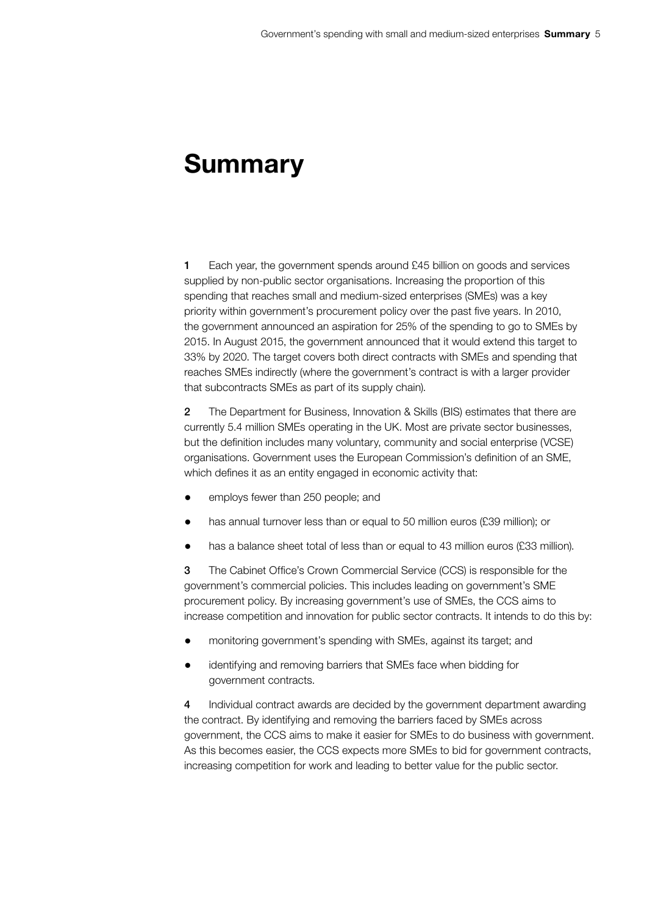# Summary

**1** Each year, the government spends around £45 billion on goods and services supplied by non-public sector organisations. Increasing the proportion of this spending that reaches small and medium-sized enterprises (SMEs) was a key priority within government's procurement policy over the past five years. In 2010, the government announced an aspiration for 25% of the spending to go to SMEs by 2015. In August 2015, the government announced that it would extend this target to 33% by 2020. The target covers both direct contracts with SMEs and spending that reaches SMEs indirectly (where the government's contract is with a larger provider that subcontracts SMEs as part of its supply chain).

**2** The Department for Business, Innovation & Skills (BIS) estimates that there are currently 5.4 million SMEs operating in the UK. Most are private sector businesses, but the definition includes many voluntary, community and social enterprise (VCSE) organisations. Government uses the European Commission's definition of an SME, which defines it as an entity engaged in economic activity that:

- employs fewer than 250 people; and
- has annual turnover less than or equal to 50 million euros (£39 million); or
- has a balance sheet total of less than or equal to 43 million euros (£33 million).

**3** The Cabinet Office's Crown Commercial Service (CCS) is responsible for the government's commercial policies. This includes leading on government's SME procurement policy. By increasing government's use of SMEs, the CCS aims to increase competition and innovation for public sector contracts. It intends to do this by:

- monitoring government's spending with SMEs, against its target; and
- identifying and removing barriers that SMEs face when bidding for government contracts.

**4** Individual contract awards are decided by the government department awarding the contract. By identifying and removing the barriers faced by SMEs across government, the CCS aims to make it easier for SMEs to do business with government. As this becomes easier, the CCS expects more SMEs to bid for government contracts, increasing competition for work and leading to better value for the public sector.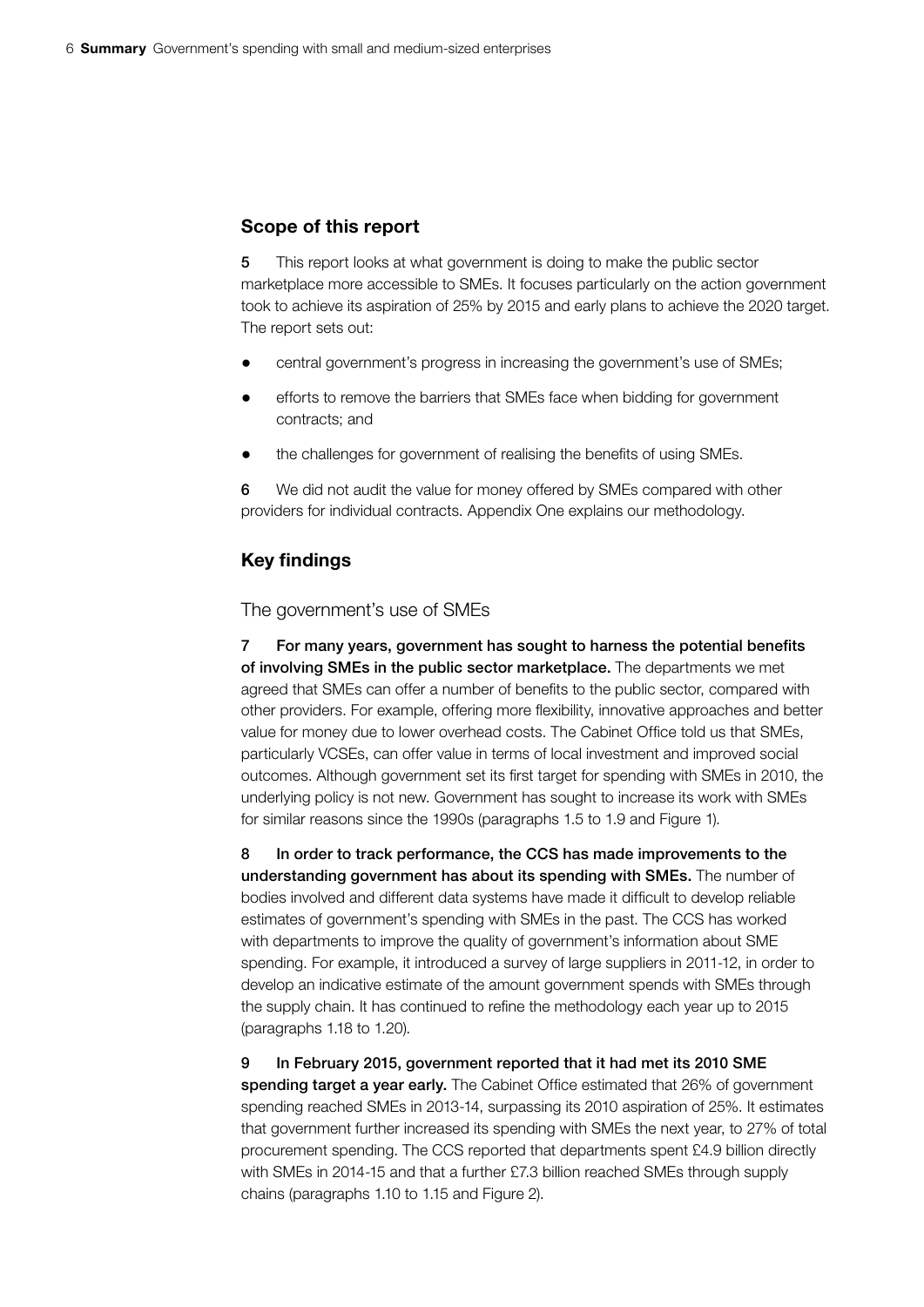## Scope of this report

5 This report looks at what government is doing to make the public sector marketplace more accessible to SMEs. It focuses particularly on the action government took to achieve its aspiration of 25% by 2015 and early plans to achieve the 2020 target. The report sets out:

- central government's progress in increasing the government's use of SMEs;
- efforts to remove the barriers that SMEs face when bidding for government contracts; and
- the challenges for government of realising the benefits of using SMEs.

6 We did not audit the value for money offered by SMEs compared with other providers for individual contracts. Appendix One explains our methodology.

## Key findings

### The government's use of SMEs

7 **For many years, government has sought to harness the potential benefits of involving SMEs in the public sector marketplace.** The departments we met agreed that SMEs can offer a number of benefits to the public sector, compared with other providers. For example, offering more flexibility, innovative approaches and better value for money due to lower overhead costs. The Cabinet Office told us that SMEs, particularly VCSEs, can offer value in terms of local investment and improved social outcomes. Although government set its first target for spending with SMEs in 2010, the underlying policy is not new. Government has sought to increase its work with SMEs for similar reasons since the 1990s (paragraphs 1.5 to 1.9 and Figure 1).

8 **In order to track performance, the CCS has made improvements to the understanding government has about its spending with SMEs.** The number of bodies involved and different data systems have made it difficult to develop reliable estimates of government's spending with SMEs in the past. The CCS has worked with departments to improve the quality of government's information about SME spending. For example, it introduced a survey of large suppliers in 2011-12, in order to develop an indicative estimate of the amount government spends with SMEs through the supply chain. It has continued to refine the methodology each year up to 2015 (paragraphs 1.18 to 1.20).

9 **In February 2015, government reported that it had met its 2010 SME spending target a year early.** The Cabinet Office estimated that 26% of government spending reached SMEs in 2013-14, surpassing its 2010 aspiration of 25%. It estimates that government further increased its spending with SMEs the next year, to 27% of total procurement spending. The CCS reported that departments spent £4.9 billion directly with SMEs in 2014-15 and that a further £7.3 billion reached SMEs through supply chains (paragraphs 1.10 to 1.15 and Figure 2).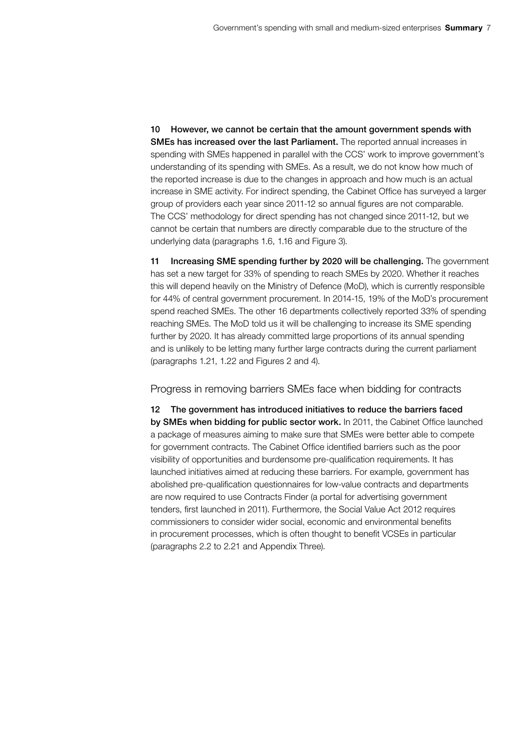**10 However, we cannot be certain that the amount government spends with SMEs has increased over the last Parliament.** The reported annual increases in spending with SMEs happened in parallel with the CCS' work to improve government's understanding of its spending with SMEs. As a result, we do not know how much of the reported increase is due to the changes in approach and how much is an actual increase in SME activity. For indirect spending, the Cabinet Office has surveyed a larger group of providers each year since 2011-12 so annual figures are not comparable. The CCS' methodology for direct spending has not changed since 2011-12, but we cannot be certain that numbers are directly comparable due to the structure of the underlying data (paragraphs 1.6, 1.16 and Figure 3).

**11 Increasing SME spending further by 2020 will be challenging.** The government has set a new target for 33% of spending to reach SMEs by 2020. Whether it reaches this will depend heavily on the Ministry of Defence (MoD), which is currently responsible for 44% of central government procurement. In 2014-15, 19% of the MoD's procurement spend reached SMEs. The other 16 departments collectively reported 33% of spending reaching SMEs. The MoD told us it will be challenging to increase its SME spending further by 2020. It has already committed large proportions of its annual spending and is unlikely to be letting many further large contracts during the current parliament (paragraphs 1.21, 1.22 and Figures 2 and 4).

## Progress in removing barriers SMEs face when bidding for contracts

**12 The government has introduced initiatives to reduce the barriers faced by SMEs when bidding for public sector work.** In 2011, the Cabinet Office launched a package of measures aiming to make sure that SMEs were better able to compete for government contracts. The Cabinet Office identified barriers such as the poor visibility of opportunities and burdensome pre-qualification requirements. It has launched initiatives aimed at reducing these barriers. For example, government has abolished pre-qualification questionnaires for low-value contracts and departments are now required to use Contracts Finder (a portal for advertising government tenders, first launched in 2011). Furthermore, the Social Value Act 2012 requires commissioners to consider wider social, economic and environmental benefits in procurement processes, which is often thought to benefit VCSEs in particular (paragraphs 2.2 to 2.21 and Appendix Three).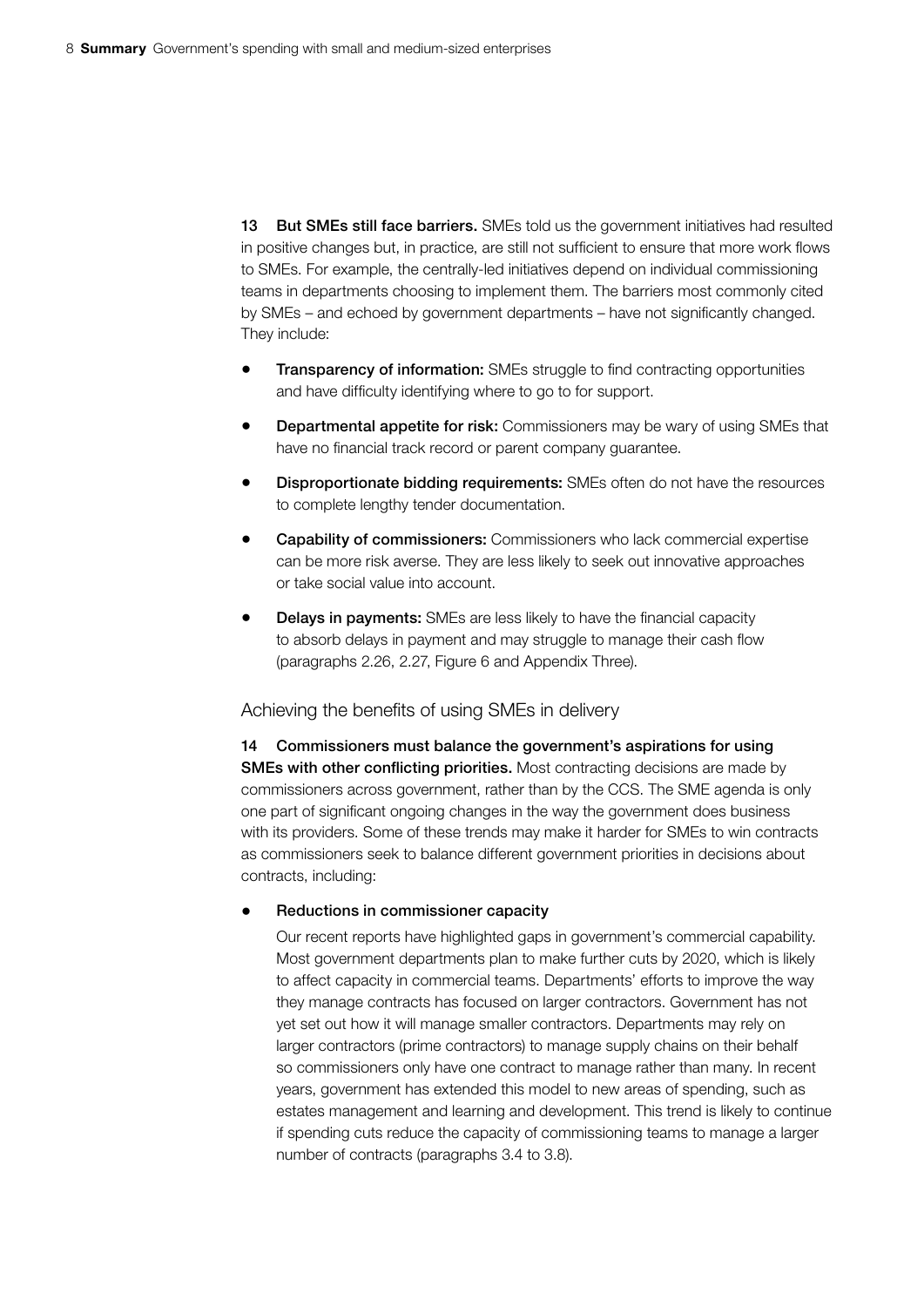**13 But SMEs still face barriers.** SMEs told us the government initiatives had resulted in positive changes but, in practice, are still not sufficient to ensure that more work flows to SMEs. For example, the centrally-led initiatives depend on individual commissioning teams in departments choosing to implement them. The barriers most commonly cited by SMEs – and echoed by government departments – have not significantly changed. They include:

- **Transparency of information:** SMEs struggle to find contracting opportunities and have difficulty identifying where to go to for support.
- **Departmental appetite for risk:** Commissioners may be wary of using SMEs that have no financial track record or parent company guarantee.
- **Disproportionate bidding requirements:** SMEs often do not have the resources to complete lengthy tender documentation.
- **Capability of commissioners:** Commissioners who lack commercial expertise can be more risk averse. They are less likely to seek out innovative approaches or take social value into account.
- **Delays in payments:** SMEs are less likely to have the financial capacity to absorb delays in payment and may struggle to manage their cash flow (paragraphs 2.26, 2.27, Figure 6 and Appendix Three).

## Achieving the benefits of using SMEs in delivery

**14 Commissioners must balance the government's aspirations for using SMEs with other conflicting priorities.** Most contracting decisions are made by commissioners across government, rather than by the CCS. The SME agenda is only one part of significant ongoing changes in the way the government does business with its providers. Some of these trends may make it harder for SMEs to win contracts as commissioners seek to balance different government priorities in decisions about contracts, including:

- **Reductions in commissioner capacity**

  Our recent reports have highlighted gaps in government's commercial capability. Most government departments plan to make further cuts by 2020, which is likely to affect capacity in commercial teams. Departments' efforts to improve the way they manage contracts has focused on larger contractors. Government has not yet set out how it will manage smaller contractors. Departments may rely on larger contractors (prime contractors) to manage supply chains on their behalf so commissioners only have one contract to manage rather than many. In recent years, government has extended this model to new areas of spending, such as estates management and learning and development. This trend is likely to continue if spending cuts reduce the capacity of commissioning teams to manage a larger number of contracts (paragraphs 3.4 to 3.8).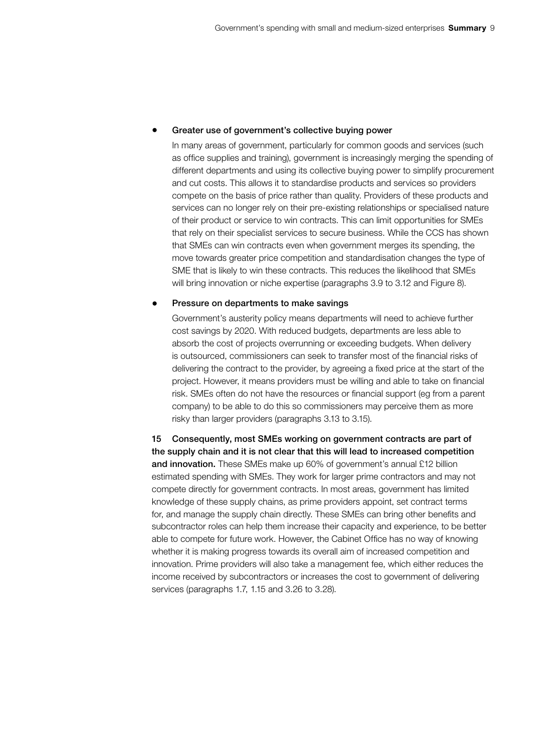- **Greater use of government's collective buying power**

  In many areas of government, particularly for common goods and services (such as office supplies and training), government is increasingly merging the spending of different departments and using its collective buying power to simplify procurement and cut costs. This allows it to standardise products and services so providers compete on the basis of price rather than quality. Providers of these products and services can no longer rely on their pre-existing relationships or specialised nature of their product or service to win contracts. This can limit opportunities for SMEs that rely on their specialist services to secure business. While the CCS has shown that SMEs can win contracts even when government merges its spending, the move towards greater price competition and standardisation changes the type of SME that is likely to win these contracts. This reduces the likelihood that SMEs will bring innovation or niche expertise (paragraphs 3.9 to 3.12 and Figure 8).

- **Pressure on departments to make savings**

  Government's austerity policy means departments will need to achieve further cost savings by 2020. With reduced budgets, departments are less able to absorb the cost of projects overrunning or exceeding budgets. When delivery is outsourced, commissioners can seek to transfer most of the financial risks of delivering the contract to the provider, by agreeing a fixed price at the start of the project. However, it means providers must be willing and able to take on financial risk. SMEs often do not have the resources or financial support (eg from a parent company) to be able to do this so commissioners may perceive them as more risky than larger providers (paragraphs 3.13 to 3.15).

15 **Consequently, most SMEs working on government contracts are part of the supply chain and it is not clear that this will lead to increased competition and innovation.** These SMEs make up 60% of government's annual £12 billion estimated spending with SMEs. They work for larger prime contractors and may not compete directly for government contracts. In most areas, government has limited knowledge of these supply chains, as prime providers appoint, set contract terms for, and manage the supply chain directly. These SMEs can bring other benefits and subcontractor roles can help them increase their capacity and experience, to be better able to compete for future work. However, the Cabinet Office has no way of knowing whether it is making progress towards its overall aim of increased competition and innovation. Prime providers will also take a management fee, which either reduces the income received by subcontractors or increases the cost to government of delivering services (paragraphs 1.7, 1.15 and 3.26 to 3.28).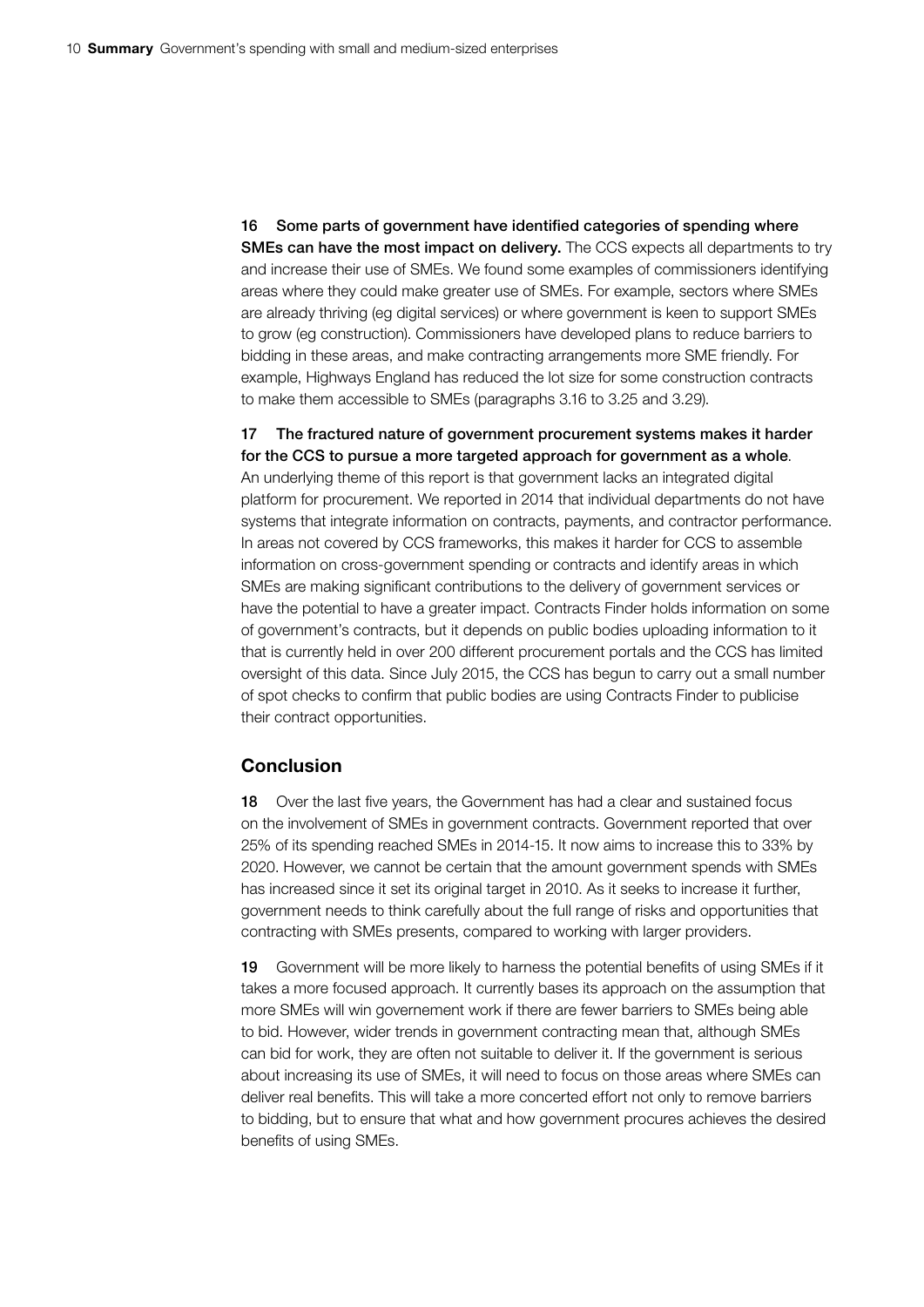**16 Some parts of government have identified categories of spending where SMEs can have the most impact on delivery.** The CCS expects all departments to try and increase their use of SMEs. We found some examples of commissioners identifying areas where they could make greater use of SMEs. For example, sectors where SMEs are already thriving (eg digital services) or where government is keen to support SMEs to grow (eg construction). Commissioners have developed plans to reduce barriers to bidding in these areas, and make contracting arrangements more SME friendly. For example, Highways England has reduced the lot size for some construction contracts to make them accessible to SMEs (paragraphs 3.16 to 3.25 and 3.29).

**17 The fractured nature of government procurement systems makes it harder for the CCS to pursue a more targeted approach for government as a whole**. An underlying theme of this report is that government lacks an integrated digital platform for procurement. We reported in 2014 that individual departments do not have systems that integrate information on contracts, payments, and contractor performance. In areas not covered by CCS frameworks, this makes it harder for CCS to assemble information on cross-government spending or contracts and identify areas in which SMEs are making significant contributions to the delivery of government services or have the potential to have a greater impact. Contracts Finder holds information on some of government's contracts, but it depends on public bodies uploading information to it that is currently held in over 200 different procurement portals and the CCS has limited oversight of this data. Since July 2015, the CCS has begun to carry out a small number of spot checks to confirm that public bodies are using Contracts Finder to publicise their contract opportunities.

## Conclusion

**18** Over the last five years, the Government has had a clear and sustained focus on the involvement of SMEs in government contracts. Government reported that over 25% of its spending reached SMEs in 2014-15. It now aims to increase this to 33% by 2020. However, we cannot be certain that the amount government spends with SMEs has increased since it set its original target in 2010. As it seeks to increase it further, government needs to think carefully about the full range of risks and opportunities that contracting with SMEs presents, compared to working with larger providers.

**19** Government will be more likely to harness the potential benefits of using SMEs if it takes a more focused approach. It currently bases its approach on the assumption that more SMEs will win governement work if there are fewer barriers to SMEs being able to bid. However, wider trends in government contracting mean that, although SMEs can bid for work, they are often not suitable to deliver it. If the government is serious about increasing its use of SMEs, it will need to focus on those areas where SMEs can deliver real benefits. This will take a more concerted effort not only to remove barriers to bidding, but to ensure that what and how government procures achieves the desired benefits of using SMEs.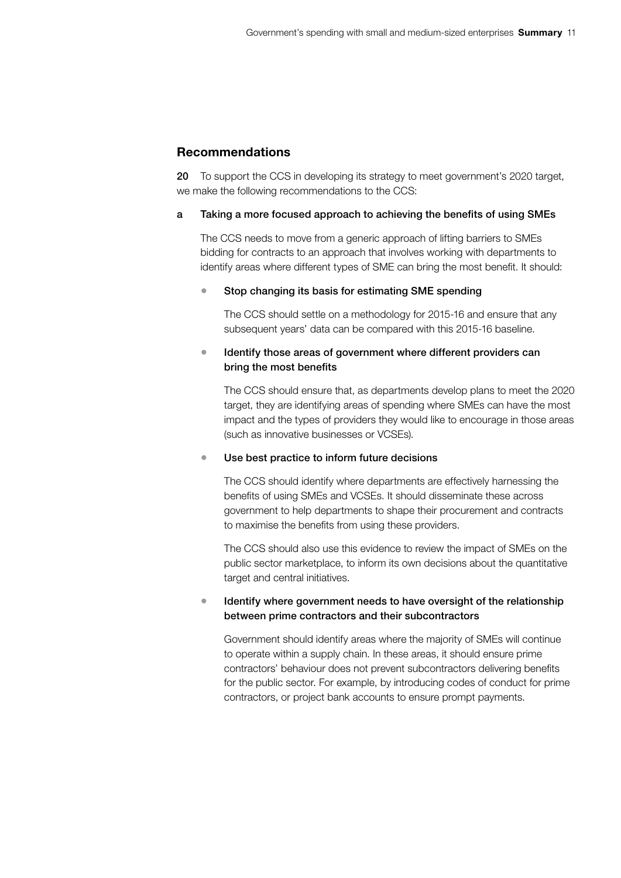## Recommendations

**20** To support the CCS in developing its strategy to meet government's 2020 target, we make the following recommendations to the CCS:

**a Taking a more focused approach to achieving the benefits of using SMEs**

The CCS needs to move from a generic approach of lifting barriers to SMEs bidding for contracts to an approach that involves working with departments to identify areas where different types of SME can bring the most benefit. It should:

- **Stop changing its basis for estimating SME spending**

  The CCS should settle on a methodology for 2015-16 and ensure that any subsequent years' data can be compared with this 2015-16 baseline.

- **Identify those areas of government where different providers can bring the most benefits**

  The CCS should ensure that, as departments develop plans to meet the 2020 target, they are identifying areas of spending where SMEs can have the most impact and the types of providers they would like to encourage in those areas (such as innovative businesses or VCSEs).

- **Use best practice to inform future decisions**

  The CCS should identify where departments are effectively harnessing the benefits of using SMEs and VCSEs. It should disseminate these across government to help departments to shape their procurement and contracts to maximise the benefits from using these providers.

  The CCS should also use this evidence to review the impact of SMEs on the public sector marketplace, to inform its own decisions about the quantitative target and central initiatives.

- **Identify where government needs to have oversight of the relationship between prime contractors and their subcontractors**

  Government should identify areas where the majority of SMEs will continue to operate within a supply chain. In these areas, it should ensure prime contractors' behaviour does not prevent subcontractors delivering benefits for the public sector. For example, by introducing codes of conduct for prime contractors, or project bank accounts to ensure prompt payments.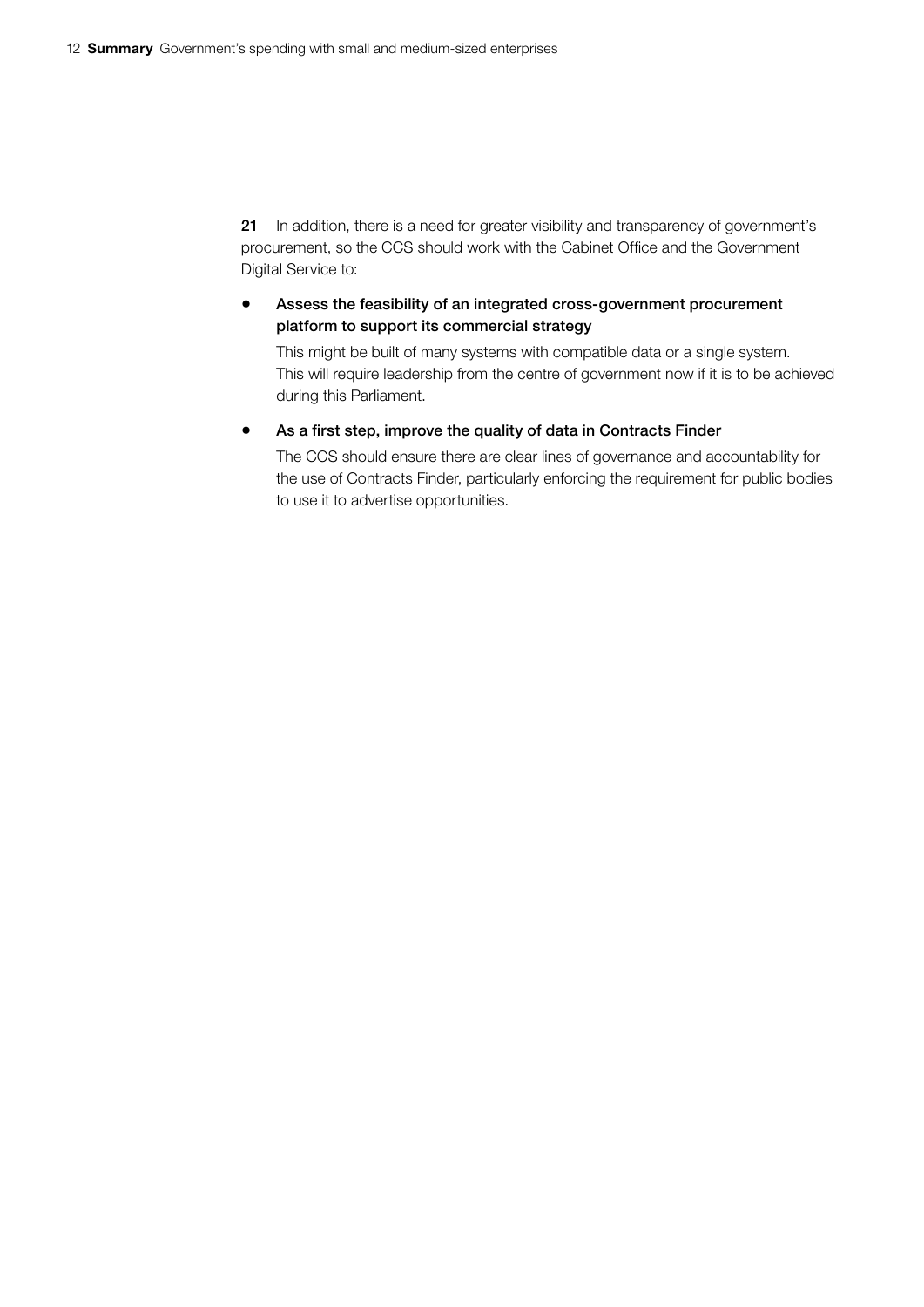**21** In addition, there is a need for greater visibility and transparency of government's procurement, so the CCS should work with the Cabinet Office and the Government Digital Service to:

- **Assess the feasibility of an integrated cross-government procurement platform to support its commercial strategy**

  This might be built of many systems with compatible data or a single system. This will require leadership from the centre of government now if it is to be achieved during this Parliament.

- **As a first step, improve the quality of data in Contracts Finder**

  The CCS should ensure there are clear lines of governance and accountability for the use of Contracts Finder, particularly enforcing the requirement for public bodies to use it to advertise opportunities.